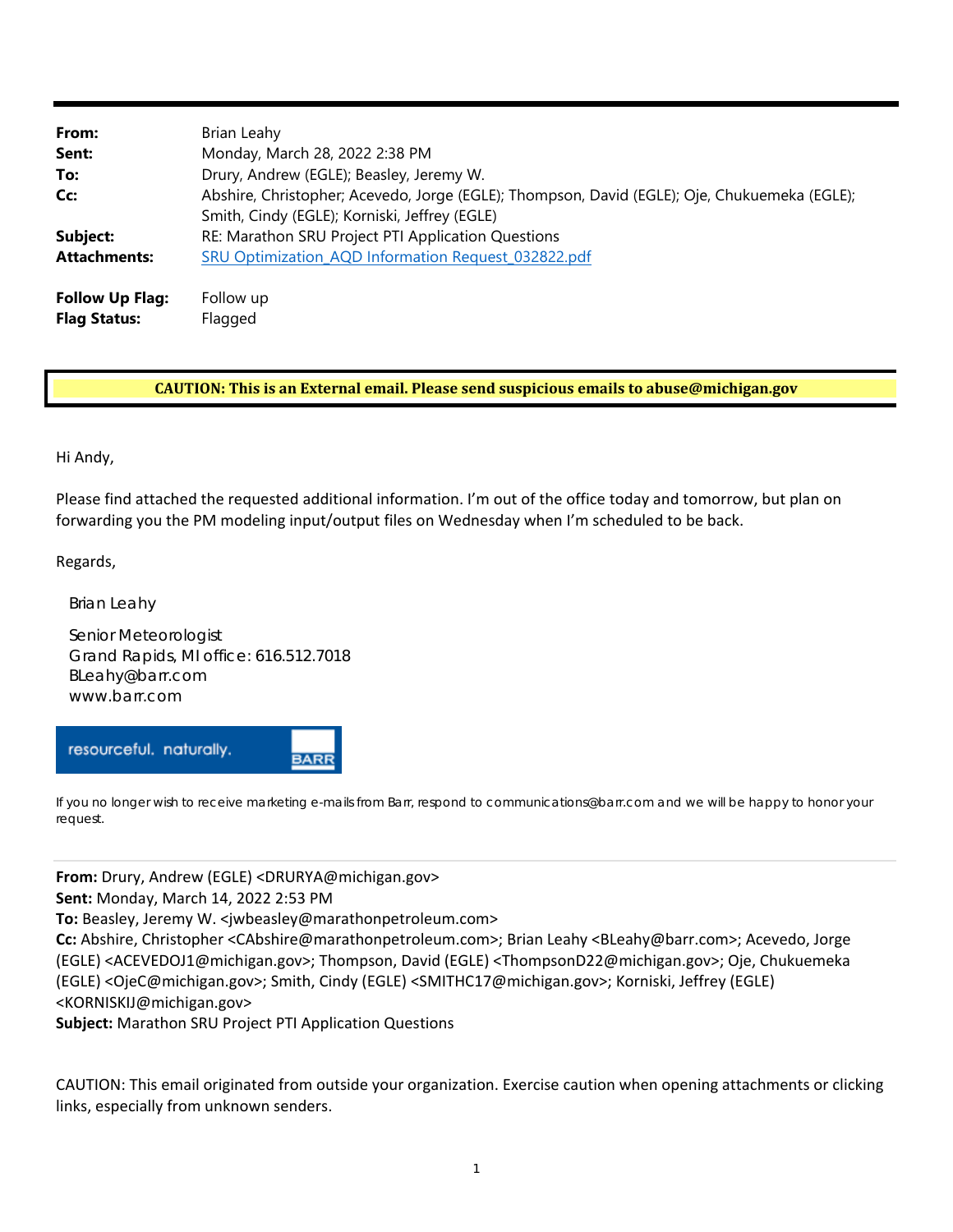| | |
|---|---|
| **From:** | Brian Leahy |
| **Sent:** | Monday, March 28, 2022 2:38 PM |
| **To:** | Drury, Andrew (EGLE); Beasley, Jeremy W. |
| **Cc:** | Abshire, Christopher; Acevedo, Jorge (EGLE); Thompson, David (EGLE); Oje, Chukuemeka (EGLE); Smith, Cindy (EGLE); Korniski, Jeffrey (EGLE) |
| **Subject:** | RE: Marathon SRU Project PTI Application Questions |
| **Attachments:** | SRU Optimization_AQD Information Request_032822.pdf |
| **Follow Up Flag:** | Follow up |
| **Flag Status:** | Flagged |

**CAUTION: This is an External email. Please send suspicious emails to abuse@michigan.gov**

Hi Andy,

Please find attached the requested additional information. I'm out of the office today and tomorrow, but plan on forwarding you the PM modeling input/output files on Wednesday when I'm scheduled to be back.

Regards,

Brian Leahy

Senior Meteorologist
Grand Rapids, MI office: 616.512.7018
BLeahy@barr.com
www.barr.com

resourceful. naturally. BARR

If you no longer wish to receive marketing e-mails from Barr, respond to communications@barr.com and we will be happy to honor your request.

---

**From:** Drury, Andrew (EGLE) <DRURYA@michigan.gov>
**Sent:** Monday, March 14, 2022 2:53 PM
**To:** Beasley, Jeremy W. <jwbeasley@marathonpetroleum.com>
**Cc:** Abshire, Christopher <CAbshire@marathonpetroleum.com>; Brian Leahy <BLeahy@barr.com>; Acevedo, Jorge (EGLE) <ACEVEDOJ1@michigan.gov>; Thompson, David (EGLE) <ThompsonD22@michigan.gov>; Oje, Chukuemeka (EGLE) <OjeC@michigan.gov>; Smith, Cindy (EGLE) <SMITHC17@michigan.gov>; Korniski, Jeffrey (EGLE) <KORNISKIJ@michigan.gov>
**Subject:** Marathon SRU Project PTI Application Questions

CAUTION: This email originated from outside your organization. Exercise caution when opening attachments or clicking links, especially from unknown senders.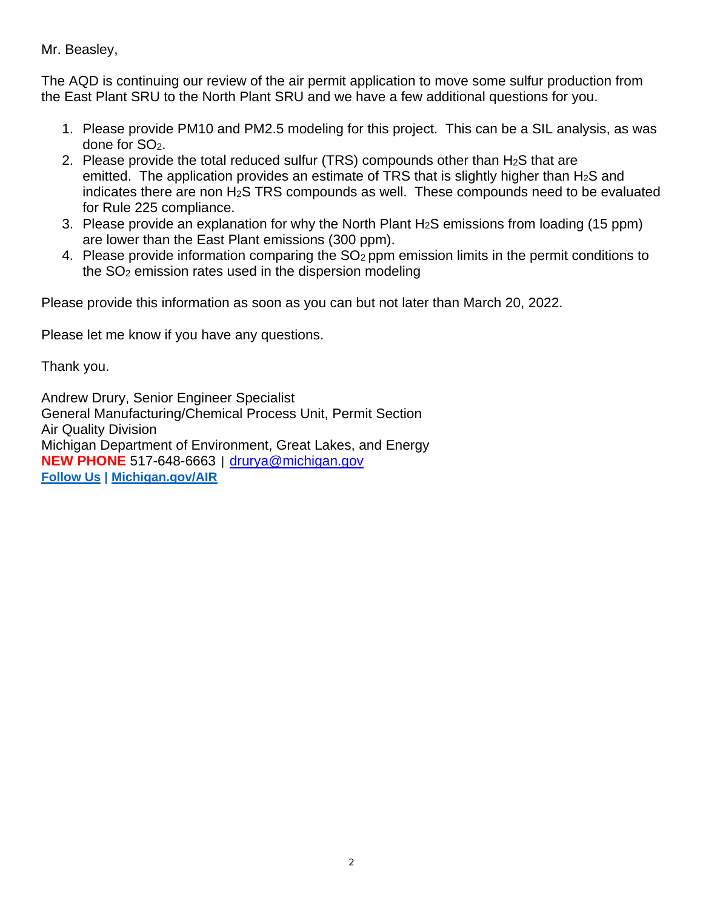Mr. Beasley,

The AQD is continuing our review of the air permit application to move some sulfur production from the East Plant SRU to the North Plant SRU and we have a few additional questions for you.

1. Please provide PM10 and PM2.5 modeling for this project. This can be a SIL analysis, as was done for $SO_2$.
2. Please provide the total reduced sulfur (TRS) compounds other than $H_2S$ that are emitted. The application provides an estimate of TRS that is slightly higher than $H_2S$ and indicates there are non $H_2S$ TRS compounds as well. These compounds need to be evaluated for Rule 225 compliance.
3. Please provide an explanation for why the North Plant $H_2S$ emissions from loading (15 ppm) are lower than the East Plant emissions (300 ppm).
4. Please provide information comparing the $SO_2$ ppm emission limits in the permit conditions to the $SO_2$ emission rates used in the dispersion modeling

Please provide this information as soon as you can but not later than March 20, 2022.

Please let me know if you have any questions.

Thank you.

Andrew Drury, Senior Engineer Specialist
General Manufacturing/Chemical Process Unit, Permit Section
Air Quality Division
Michigan Department of Environment, Great Lakes, and Energy
**NEW PHONE** 517-648-6663 | drurya@michigan.gov
**Follow Us | Michigan.gov/AIR**